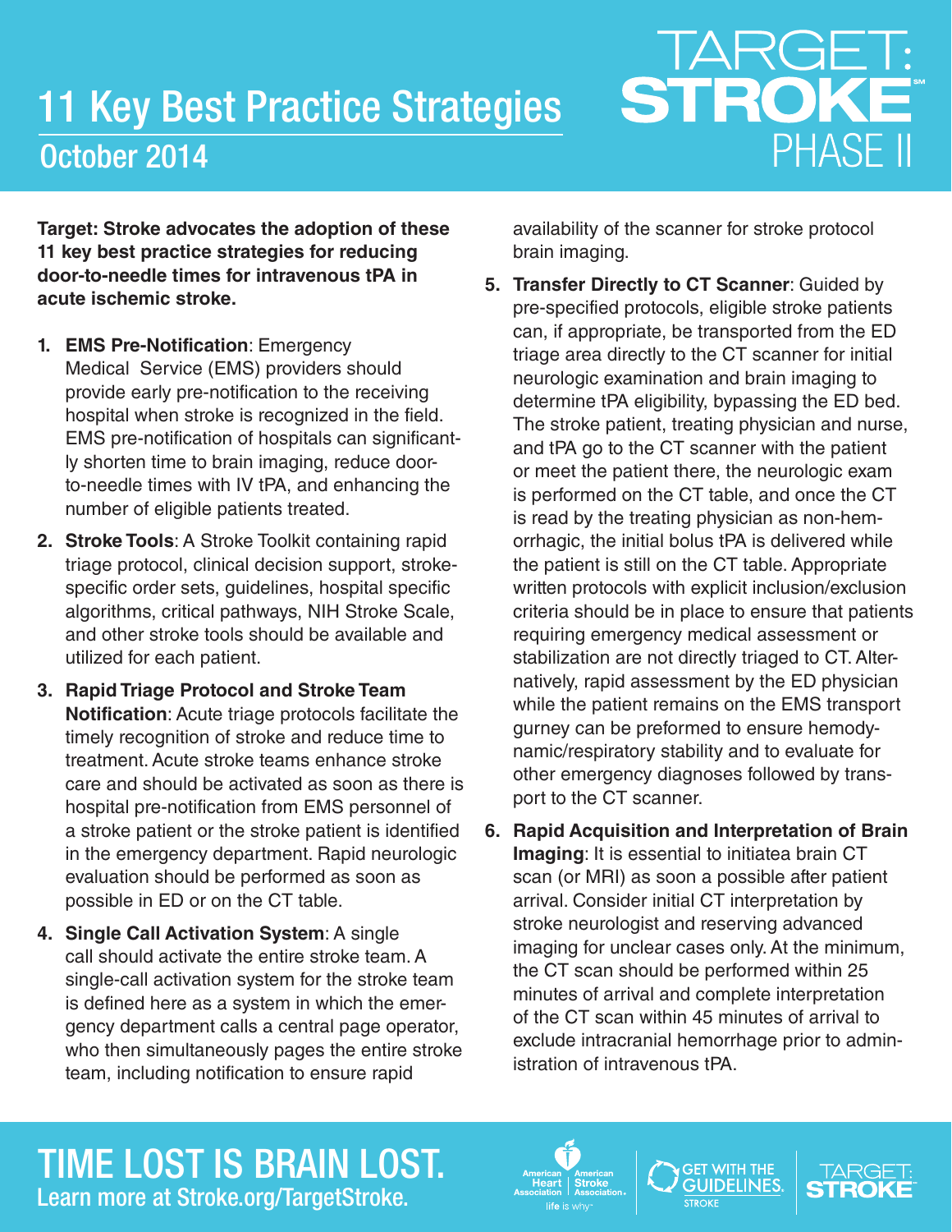# 11 Key Best Practice Strategies

## October 2014

TARGET: STROKE PHASE II

**Target: Stroke advocates the adoption of these 11 key best practice strategies for reducing door-to-needle times for intravenous tPA in acute ischemic stroke.**

1. **EMS Pre-Notification**: Emergency Medical Service (EMS) providers should provide early pre-notification to the receiving hospital when stroke is recognized in the field. EMS pre-notification of hospitals can significantly shorten time to brain imaging, reduce door-to-needle times with IV tPA, and enhancing the number of eligible patients treated.

2. **Stroke Tools**: A Stroke Toolkit containing rapid triage protocol, clinical decision support, stroke-specific order sets, guidelines, hospital specific algorithms, critical pathways, NIH Stroke Scale, and other stroke tools should be available and utilized for each patient.

3. **Rapid Triage Protocol and Stroke Team Notification**: Acute triage protocols facilitate the timely recognition of stroke and reduce time to treatment. Acute stroke teams enhance stroke care and should be activated as soon as there is hospital pre-notification from EMS personnel of a stroke patient or the stroke patient is identified in the emergency department. Rapid neurologic evaluation should be performed as soon as possible in ED or on the CT table.

4. **Single Call Activation System**: A single call should activate the entire stroke team. A single-call activation system for the stroke team is defined here as a system in which the emergency department calls a central page operator, who then simultaneously pages the entire stroke team, including notification to ensure rapid availability of the scanner for stroke protocol brain imaging.

5. **Transfer Directly to CT Scanner**: Guided by pre-specified protocols, eligible stroke patients can, if appropriate, be transported from the ED triage area directly to the CT scanner for initial neurologic examination and brain imaging to determine tPA eligibility, bypassing the ED bed. The stroke patient, treating physician and nurse, and tPA go to the CT scanner with the patient or meet the patient there, the neurologic exam is performed on the CT table, and once the CT is read by the treating physician as non-hemorrhagic, the initial bolus tPA is delivered while the patient is still on the CT table. Appropriate written protocols with explicit inclusion/exclusion criteria should be in place to ensure that patients requiring emergency medical assessment or stabilization are not directly triaged to CT. Alternatively, rapid assessment by the ED physician while the patient remains on the EMS transport gurney can be preformed to ensure hemodynamic/respiratory stability and to evaluate for other emergency diagnoses followed by transport to the CT scanner.

6. **Rapid Acquisition and Interpretation of Brain Imaging**: It is essential to initiatea brain CT scan (or MRI) as soon a possible after patient arrival. Consider initial CT interpretation by stroke neurologist and reserving advanced imaging for unclear cases only. At the minimum, the CT scan should be performed within 25 minutes of arrival and complete interpretation of the CT scan within 45 minutes of arrival to exclude intracranial hemorrhage prior to administration of intravenous tPA.

**TIME LOST IS BRAIN LOST.**
Learn more at Stroke.org/TargetStroke.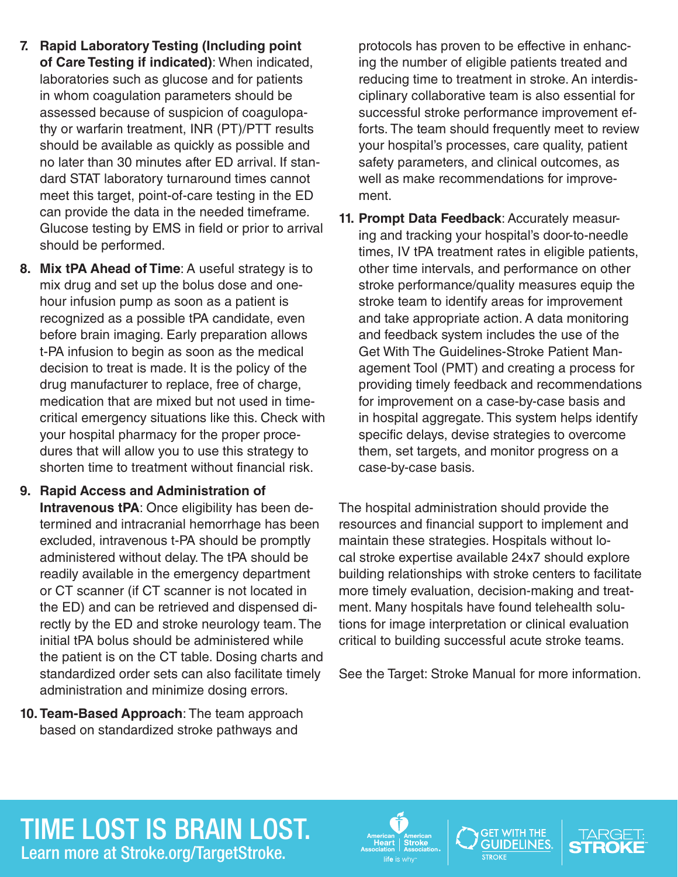7. **Rapid Laboratory Testing (Including point of Care Testing if indicated)**: When indicated, laboratories such as glucose and for patients in whom coagulation parameters should be assessed because of suspicion of coagulopathy or warfarin treatment, INR (PT)/PTT results should be available as quickly as possible and no later than 30 minutes after ED arrival. If standard STAT laboratory turnaround times cannot meet this target, point-of-care testing in the ED can provide the data in the needed timeframe. Glucose testing by EMS in field or prior to arrival should be performed.

8. **Mix tPA Ahead of Time**: A useful strategy is to mix drug and set up the bolus dose and one-hour infusion pump as soon as a patient is recognized as a possible tPA candidate, even before brain imaging. Early preparation allows t-PA infusion to begin as soon as the medical decision to treat is made. It is the policy of the drug manufacturer to replace, free of charge, medication that are mixed but not used in time-critical emergency situations like this. Check with your hospital pharmacy for the proper procedures that will allow you to use this strategy to shorten time to treatment without financial risk.

9. **Rapid Access and Administration of Intravenous tPA**: Once eligibility has been determined and intracranial hemorrhage has been excluded, intravenous t-PA should be promptly administered without delay. The tPA should be readily available in the emergency department or CT scanner (if CT scanner is not located in the ED) and can be retrieved and dispensed directly by the ED and stroke neurology team. The initial tPA bolus should be administered while the patient is on the CT table. Dosing charts and standardized order sets can also facilitate timely administration and minimize dosing errors.

10. **Team-Based Approach**: The team approach based on standardized stroke pathways and protocols has proven to be effective in enhancing the number of eligible patients treated and reducing time to treatment in stroke. An interdisciplinary collaborative team is also essential for successful stroke performance improvement efforts. The team should frequently meet to review your hospital's processes, care quality, patient safety parameters, and clinical outcomes, as well as make recommendations for improvement.

11. **Prompt Data Feedback**: Accurately measuring and tracking your hospital's door-to-needle times, IV tPA treatment rates in eligible patients, other time intervals, and performance on other stroke performance/quality measures equip the stroke team to identify areas for improvement and take appropriate action. A data monitoring and feedback system includes the use of the Get With The Guidelines-Stroke Patient Management Tool (PMT) and creating a process for providing timely feedback and recommendations for improvement on a case-by-case basis and in hospital aggregate. This system helps identify specific delays, devise strategies to overcome them, set targets, and monitor progress on a case-by-case basis.

The hospital administration should provide the resources and financial support to implement and maintain these strategies. Hospitals without local stroke expertise available 24x7 should explore building relationships with stroke centers to facilitate more timely evaluation, decision-making and treatment. Many hospitals have found telehealth solutions for image interpretation or clinical evaluation critical to building successful acute stroke teams.

See the Target: Stroke Manual for more information.

**TIME LOST IS BRAIN LOST.**
Learn more at Stroke.org/TargetStroke.